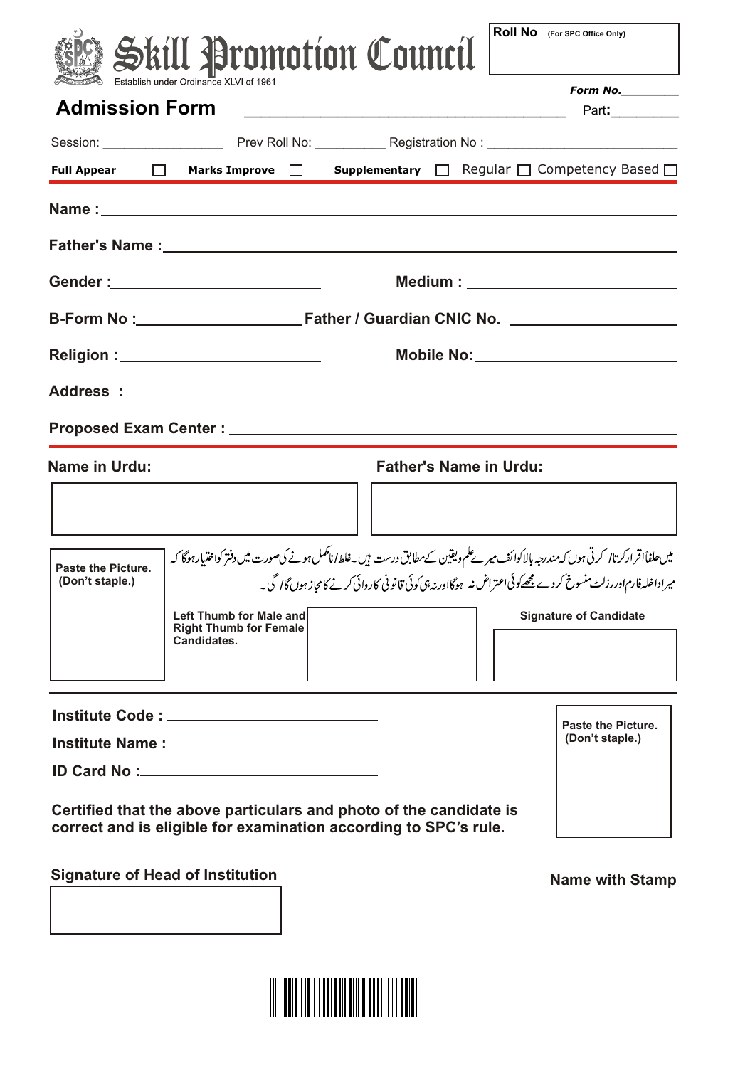# Skill Promotion Council

Establish under Ordinance XLVI of 1961

**Roll No** (For SPC Office Only)

***Form No.***________

## Admission Form

Part:________

Session: ________________ Prev Roll No: __________ Registration No : __________________________

**Full Appear** ☐ **Marks Improve** ☐ **Supplementary** ☐ Regular ☐ Competency Based ☐

**Name :** ____________________________________________

**Father's Name :** ____________________________________________

**Gender :** ______________________ **Medium :** ______________________

**B-Form No :** __________________ **Father / Guardian CNIC No.** __________________

**Religion :** ______________________ **Mobile No:** ______________________

**Address :** ____________________________________________

**Proposed Exam Center :** ____________________________________________

**Name in Urdu:**

**Father's Name in Urdu:**

**Paste the Picture. (Don't staple.)**

میں حلفاً اقرار کرتا/ کرتی ہوں کہ مندرجہ بالا کوائف میرے علم و یقین کے مطابق درست ہیں۔ غلط/ نامکمل ہونے کی صورت میں دفتر کو اختیار ہوگا کہ میرا داخلہ فارم اور رزلٹ منسوخ کر دے مجھے کوئی اعتراض نہ ہوگا اور نہ ہی کوئی قانونی کارروائی کرنے کا مجاز ہوں گا/ گی۔

**Left Thumb for Male and Right Thumb for Female Candidates.**

**Signature of Candidate**

**Institute Code :** ______________________

**Institute Name :** ____________________________________________

**ID Card No :** ______________________

**Paste the Picture. (Don't staple.)**

**Certified that the above particulars and photo of the candidate is correct and is eligible for examination according to SPC's rule.**

**Signature of Head of Institution**

**Name with Stamp**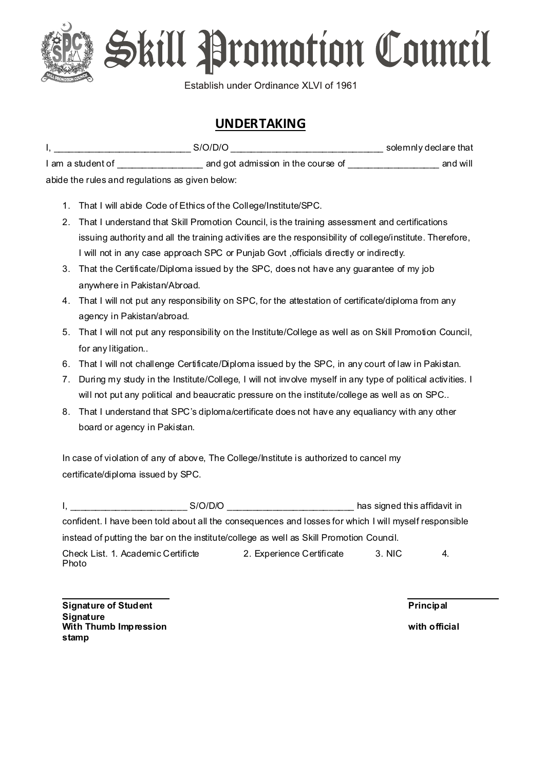# Skill Promotion Council

Establish under Ordinance XLVI of 1961

## UNDERTAKING

I, ____________________________ S/O/D/O _________________________________ solemnly declare that I am a student of _________________ and got admission in the course of __________________ and will abide the rules and regulations as given below:

1. That I will abide Code of Ethics of the College/Institute/SPC.
2. That I understand that Skill Promotion Council, is the training assessment and certifications issuing authority and all the training activities are the responsibility of college/institute. Therefore, I will not in any case approach SPC or Punjab Govt ,officials directly or indirectly.
3. That the Certificate/Diploma issued by the SPC, does not have any guarantee of my job anywhere in Pakistan/Abroad.
4. That I will not put any responsibility on SPC, for the attestation of certificate/diploma from any agency in Pakistan/abroad.
5. That I will not put any responsibility on the Institute/College as well as on Skill Promotion Council, for any litigation..
6. That I will not challenge Certificate/Diploma issued by the SPC, in any court of law in Pakistan.
7. During my study in the Institute/College, I will not involve myself in any type of political activities. I will not put any political and beaucratic pressure on the institute/college as well as on SPC..
8. That I understand that SPC's diploma/certificate does not have any equaliancy with any other board or agency in Pakistan.

In case of violation of any of above, The College/Institute is authorized to cancel my certificate/diploma issued by SPC.

I, ________________________ S/O/D/O __________________________ has signed this affidavit in confident. I have been told about all the consequences and losses for which I will myself responsible instead of putting the bar on the institute/college as well as Skill Promotion Council.

Check List. 1. Academic Certificte 2. Experience Certificate 3. NIC 4. Photo

**Signature of Student**
**Signature**
**With Thumb Impression**
**stamp**

**Principal**
**with official**